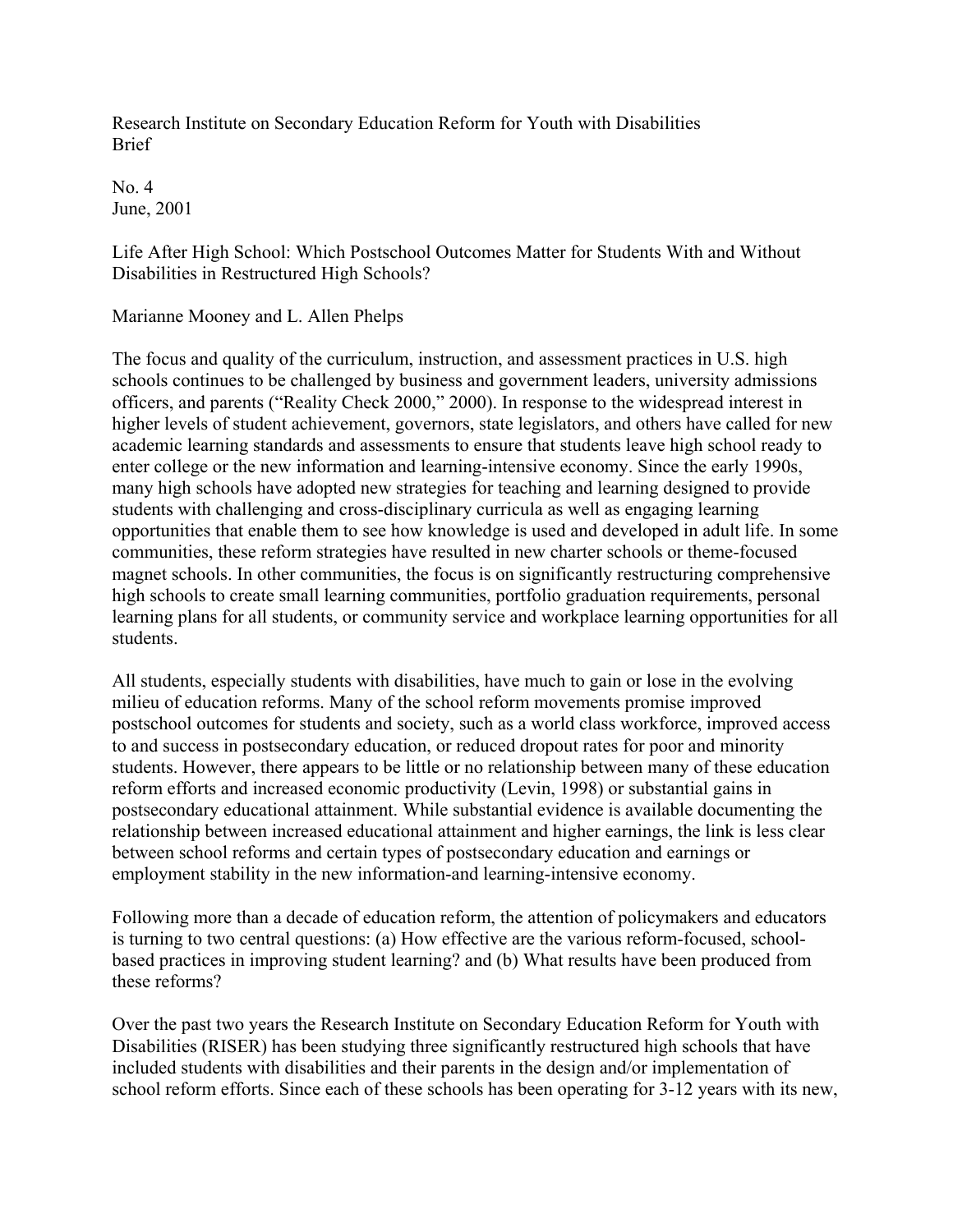Research Institute on Secondary Education Reform for Youth with Disabilities
Brief

No. 4
June, 2001

# Life After High School: Which Postschool Outcomes Matter for Students With and Without Disabilities in Restructured High Schools?

Marianne Mooney and L. Allen Phelps

The focus and quality of the curriculum, instruction, and assessment practices in U.S. high schools continues to be challenged by business and government leaders, university admissions officers, and parents ("Reality Check 2000," 2000). In response to the widespread interest in higher levels of student achievement, governors, state legislators, and others have called for new academic learning standards and assessments to ensure that students leave high school ready to enter college or the new information and learning-intensive economy. Since the early 1990s, many high schools have adopted new strategies for teaching and learning designed to provide students with challenging and cross-disciplinary curricula as well as engaging learning opportunities that enable them to see how knowledge is used and developed in adult life. In some communities, these reform strategies have resulted in new charter schools or theme-focused magnet schools. In other communities, the focus is on significantly restructuring comprehensive high schools to create small learning communities, portfolio graduation requirements, personal learning plans for all students, or community service and workplace learning opportunities for all students.

All students, especially students with disabilities, have much to gain or lose in the evolving milieu of education reforms. Many of the school reform movements promise improved postschool outcomes for students and society, such as a world class workforce, improved access to and success in postsecondary education, or reduced dropout rates for poor and minority students. However, there appears to be little or no relationship between many of these education reform efforts and increased economic productivity (Levin, 1998) or substantial gains in postsecondary educational attainment. While substantial evidence is available documenting the relationship between increased educational attainment and higher earnings, the link is less clear between school reforms and certain types of postsecondary education and earnings or employment stability in the new information-and learning-intensive economy.

Following more than a decade of education reform, the attention of policymakers and educators is turning to two central questions: (a) How effective are the various reform-focused, school-based practices in improving student learning? and (b) What results have been produced from these reforms?

Over the past two years the Research Institute on Secondary Education Reform for Youth with Disabilities (RISER) has been studying three significantly restructured high schools that have included students with disabilities and their parents in the design and/or implementation of school reform efforts. Since each of these schools has been operating for 3-12 years with its new,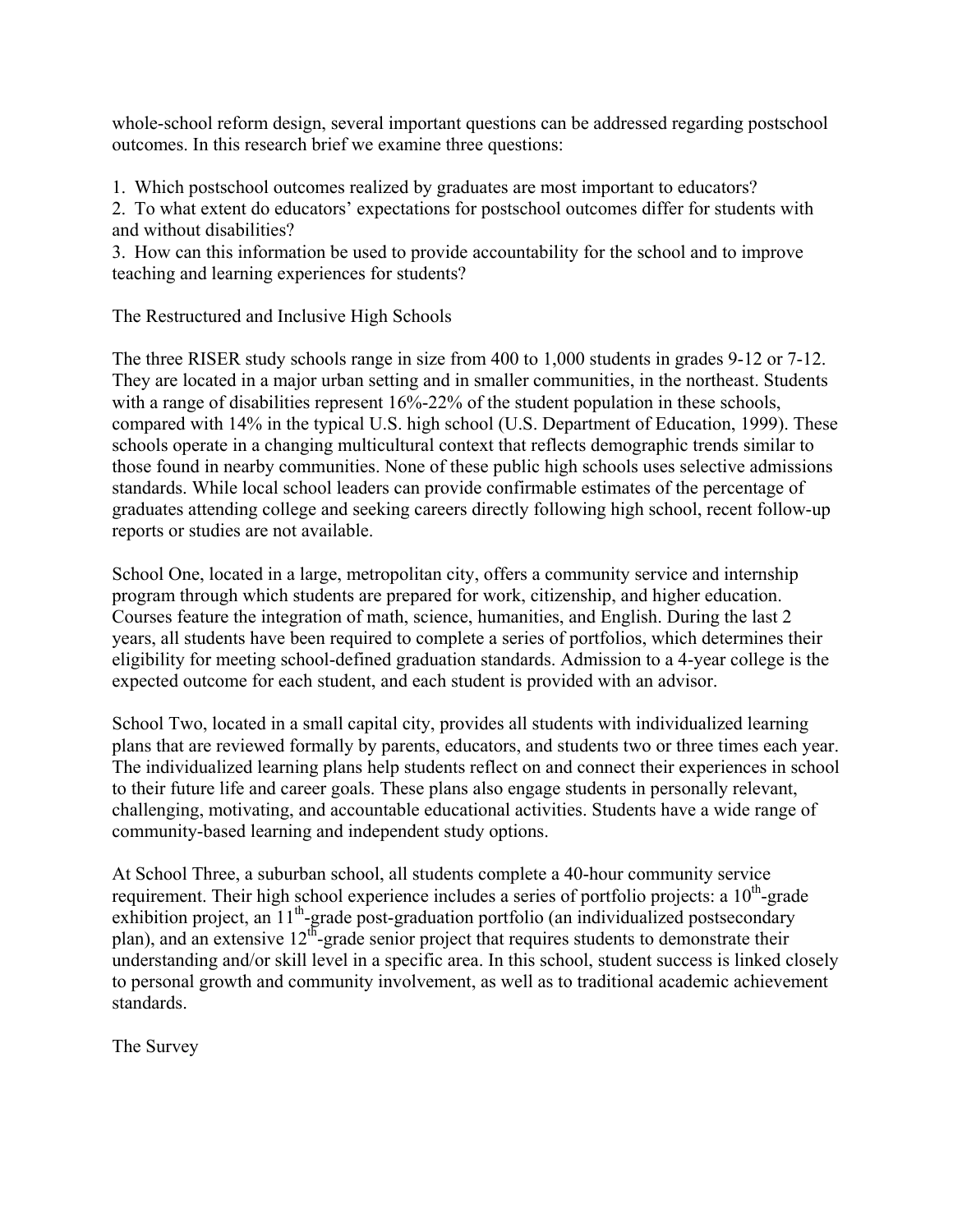whole-school reform design, several important questions can be addressed regarding postschool outcomes. In this research brief we examine three questions:

1. Which postschool outcomes realized by graduates are most important to educators?
2. To what extent do educators' expectations for postschool outcomes differ for students with and without disabilities?
3. How can this information be used to provide accountability for the school and to improve teaching and learning experiences for students?

## The Restructured and Inclusive High Schools

The three RISER study schools range in size from 400 to 1,000 students in grades 9-12 or 7-12. They are located in a major urban setting and in smaller communities, in the northeast. Students with a range of disabilities represent 16%-22% of the student population in these schools, compared with 14% in the typical U.S. high school (U.S. Department of Education, 1999). These schools operate in a changing multicultural context that reflects demographic trends similar to those found in nearby communities. None of these public high schools uses selective admissions standards. While local school leaders can provide confirmable estimates of the percentage of graduates attending college and seeking careers directly following high school, recent follow-up reports or studies are not available.

School One, located in a large, metropolitan city, offers a community service and internship program through which students are prepared for work, citizenship, and higher education. Courses feature the integration of math, science, humanities, and English. During the last 2 years, all students have been required to complete a series of portfolios, which determines their eligibility for meeting school-defined graduation standards. Admission to a 4-year college is the expected outcome for each student, and each student is provided with an advisor.

School Two, located in a small capital city, provides all students with individualized learning plans that are reviewed formally by parents, educators, and students two or three times each year. The individualized learning plans help students reflect on and connect their experiences in school to their future life and career goals. These plans also engage students in personally relevant, challenging, motivating, and accountable educational activities. Students have a wide range of community-based learning and independent study options.

At School Three, a suburban school, all students complete a 40-hour community service requirement. Their high school experience includes a series of portfolio projects: a 10th-grade exhibition project, an 11th-grade post-graduation portfolio (an individualized postsecondary plan), and an extensive 12th-grade senior project that requires students to demonstrate their understanding and/or skill level in a specific area. In this school, student success is linked closely to personal growth and community involvement, as well as to traditional academic achievement standards.

## The Survey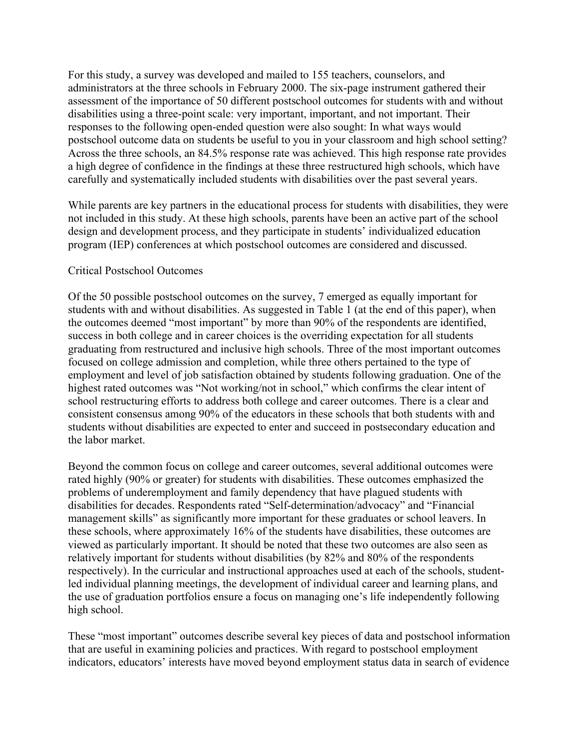For this study, a survey was developed and mailed to 155 teachers, counselors, and administrators at the three schools in February 2000. The six-page instrument gathered their assessment of the importance of 50 different postschool outcomes for students with and without disabilities using a three-point scale: very important, important, and not important. Their responses to the following open-ended question were also sought: In what ways would postschool outcome data on students be useful to you in your classroom and high school setting? Across the three schools, an 84.5% response rate was achieved. This high response rate provides a high degree of confidence in the findings at these three restructured high schools, which have carefully and systematically included students with disabilities over the past several years.

While parents are key partners in the educational process for students with disabilities, they were not included in this study. At these high schools, parents have been an active part of the school design and development process, and they participate in students' individualized education program (IEP) conferences at which postschool outcomes are considered and discussed.

## Critical Postschool Outcomes

Of the 50 possible postschool outcomes on the survey, 7 emerged as equally important for students with and without disabilities. As suggested in Table 1 (at the end of this paper), when the outcomes deemed "most important" by more than 90% of the respondents are identified, success in both college and in career choices is the overriding expectation for all students graduating from restructured and inclusive high schools. Three of the most important outcomes focused on college admission and completion, while three others pertained to the type of employment and level of job satisfaction obtained by students following graduation. One of the highest rated outcomes was "Not working/not in school," which confirms the clear intent of school restructuring efforts to address both college and career outcomes. There is a clear and consistent consensus among 90% of the educators in these schools that both students with and students without disabilities are expected to enter and succeed in postsecondary education and the labor market.

Beyond the common focus on college and career outcomes, several additional outcomes were rated highly (90% or greater) for students with disabilities. These outcomes emphasized the problems of underemployment and family dependency that have plagued students with disabilities for decades. Respondents rated "Self-determination/advocacy" and "Financial management skills" as significantly more important for these graduates or school leavers. In these schools, where approximately 16% of the students have disabilities, these outcomes are viewed as particularly important. It should be noted that these two outcomes are also seen as relatively important for students without disabilities (by 82% and 80% of the respondents respectively). In the curricular and instructional approaches used at each of the schools, student-led individual planning meetings, the development of individual career and learning plans, and the use of graduation portfolios ensure a focus on managing one's life independently following high school.

These "most important" outcomes describe several key pieces of data and postschool information that are useful in examining policies and practices. With regard to postschool employment indicators, educators' interests have moved beyond employment status data in search of evidence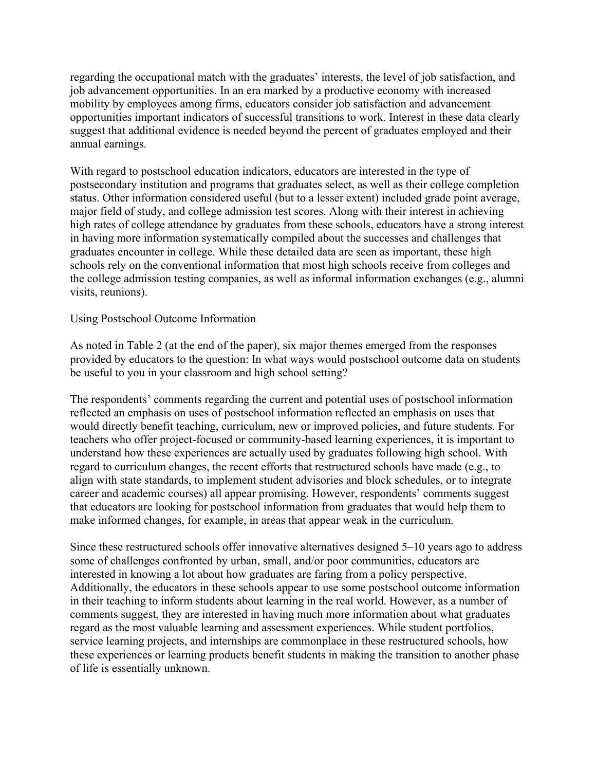regarding the occupational match with the graduates' interests, the level of job satisfaction, and job advancement opportunities. In an era marked by a productive economy with increased mobility by employees among firms, educators consider job satisfaction and advancement opportunities important indicators of successful transitions to work. Interest in these data clearly suggest that additional evidence is needed beyond the percent of graduates employed and their annual earnings.

With regard to postschool education indicators, educators are interested in the type of postsecondary institution and programs that graduates select, as well as their college completion status. Other information considered useful (but to a lesser extent) included grade point average, major field of study, and college admission test scores. Along with their interest in achieving high rates of college attendance by graduates from these schools, educators have a strong interest in having more information systematically compiled about the successes and challenges that graduates encounter in college. While these detailed data are seen as important, these high schools rely on the conventional information that most high schools receive from colleges and the college admission testing companies, as well as informal information exchanges (e.g., alumni visits, reunions).

## Using Postschool Outcome Information

As noted in Table 2 (at the end of the paper), six major themes emerged from the responses provided by educators to the question: In what ways would postschool outcome data on students be useful to you in your classroom and high school setting?

The respondents' comments regarding the current and potential uses of postschool information reflected an emphasis on uses of postschool information reflected an emphasis on uses that would directly benefit teaching, curriculum, new or improved policies, and future students. For teachers who offer project-focused or community-based learning experiences, it is important to understand how these experiences are actually used by graduates following high school. With regard to curriculum changes, the recent efforts that restructured schools have made (e.g., to align with state standards, to implement student advisories and block schedules, or to integrate career and academic courses) all appear promising. However, respondents' comments suggest that educators are looking for postschool information from graduates that would help them to make informed changes, for example, in areas that appear weak in the curriculum.

Since these restructured schools offer innovative alternatives designed 5–10 years ago to address some of challenges confronted by urban, small, and/or poor communities, educators are interested in knowing a lot about how graduates are faring from a policy perspective. Additionally, the educators in these schools appear to use some postschool outcome information in their teaching to inform students about learning in the real world. However, as a number of comments suggest, they are interested in having much more information about what graduates regard as the most valuable learning and assessment experiences. While student portfolios, service learning projects, and internships are commonplace in these restructured schools, how these experiences or learning products benefit students in making the transition to another phase of life is essentially unknown.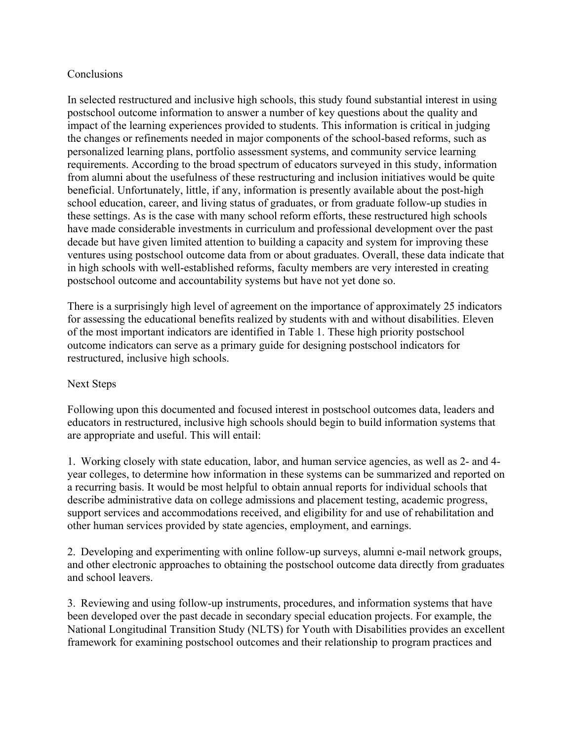## Conclusions

In selected restructured and inclusive high schools, this study found substantial interest in using postschool outcome information to answer a number of key questions about the quality and impact of the learning experiences provided to students. This information is critical in judging the changes or refinements needed in major components of the school-based reforms, such as personalized learning plans, portfolio assessment systems, and community service learning requirements. According to the broad spectrum of educators surveyed in this study, information from alumni about the usefulness of these restructuring and inclusion initiatives would be quite beneficial. Unfortunately, little, if any, information is presently available about the post-high school education, career, and living status of graduates, or from graduate follow-up studies in these settings. As is the case with many school reform efforts, these restructured high schools have made considerable investments in curriculum and professional development over the past decade but have given limited attention to building a capacity and system for improving these ventures using postschool outcome data from or about graduates. Overall, these data indicate that in high schools with well-established reforms, faculty members are very interested in creating postschool outcome and accountability systems but have not yet done so.

There is a surprisingly high level of agreement on the importance of approximately 25 indicators for assessing the educational benefits realized by students with and without disabilities. Eleven of the most important indicators are identified in Table 1. These high priority postschool outcome indicators can serve as a primary guide for designing postschool indicators for restructured, inclusive high schools.

## Next Steps

Following upon this documented and focused interest in postschool outcomes data, leaders and educators in restructured, inclusive high schools should begin to build information systems that are appropriate and useful. This will entail:

1. Working closely with state education, labor, and human service agencies, as well as 2- and 4-year colleges, to determine how information in these systems can be summarized and reported on a recurring basis. It would be most helpful to obtain annual reports for individual schools that describe administrative data on college admissions and placement testing, academic progress, support services and accommodations received, and eligibility for and use of rehabilitation and other human services provided by state agencies, employment, and earnings.

2. Developing and experimenting with online follow-up surveys, alumni e-mail network groups, and other electronic approaches to obtaining the postschool outcome data directly from graduates and school leavers.

3. Reviewing and using follow-up instruments, procedures, and information systems that have been developed over the past decade in secondary special education projects. For example, the National Longitudinal Transition Study (NLTS) for Youth with Disabilities provides an excellent framework for examining postschool outcomes and their relationship to program practices and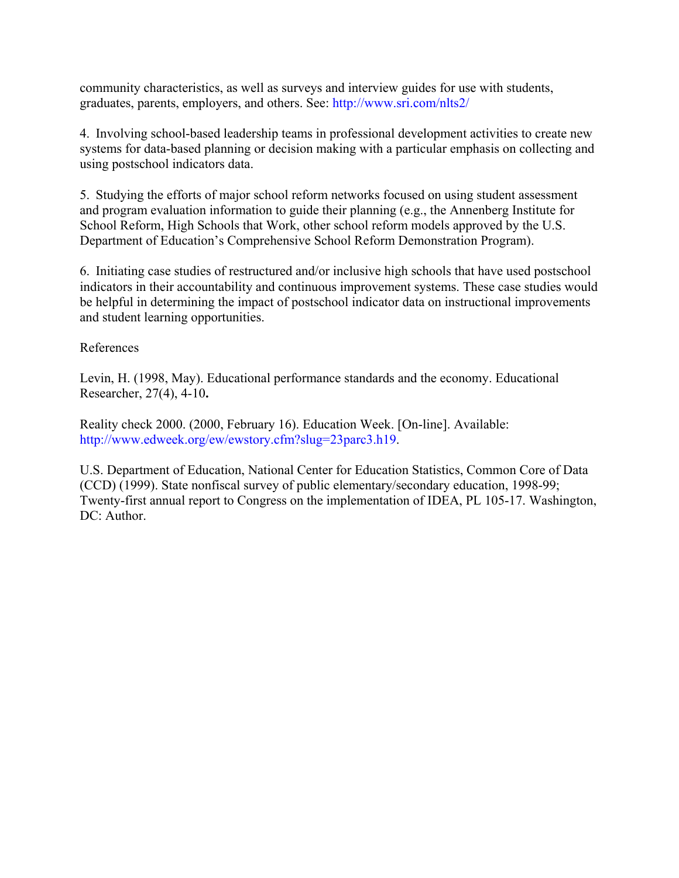community characteristics, as well as surveys and interview guides for use with students, graduates, parents, employers, and others. See: http://www.sri.com/nlts2/

4. Involving school-based leadership teams in professional development activities to create new systems for data-based planning or decision making with a particular emphasis on collecting and using postschool indicators data.

5. Studying the efforts of major school reform networks focused on using student assessment and program evaluation information to guide their planning (e.g., the Annenberg Institute for School Reform, High Schools that Work, other school reform models approved by the U.S. Department of Education's Comprehensive School Reform Demonstration Program).

6. Initiating case studies of restructured and/or inclusive high schools that have used postschool indicators in their accountability and continuous improvement systems. These case studies would be helpful in determining the impact of postschool indicator data on instructional improvements and student learning opportunities.

References

Levin, H. (1998, May). Educational performance standards and the economy. Educational Researcher, 27(4), 4-10**.**

Reality check 2000. (2000, February 16). Education Week. [On-line]. Available: http://www.edweek.org/ew/ewstory.cfm?slug=23parc3.h19.

U.S. Department of Education, National Center for Education Statistics, Common Core of Data (CCD) (1999). State nonfiscal survey of public elementary/secondary education, 1998-99; Twenty-first annual report to Congress on the implementation of IDEA, PL 105-17. Washington, DC: Author.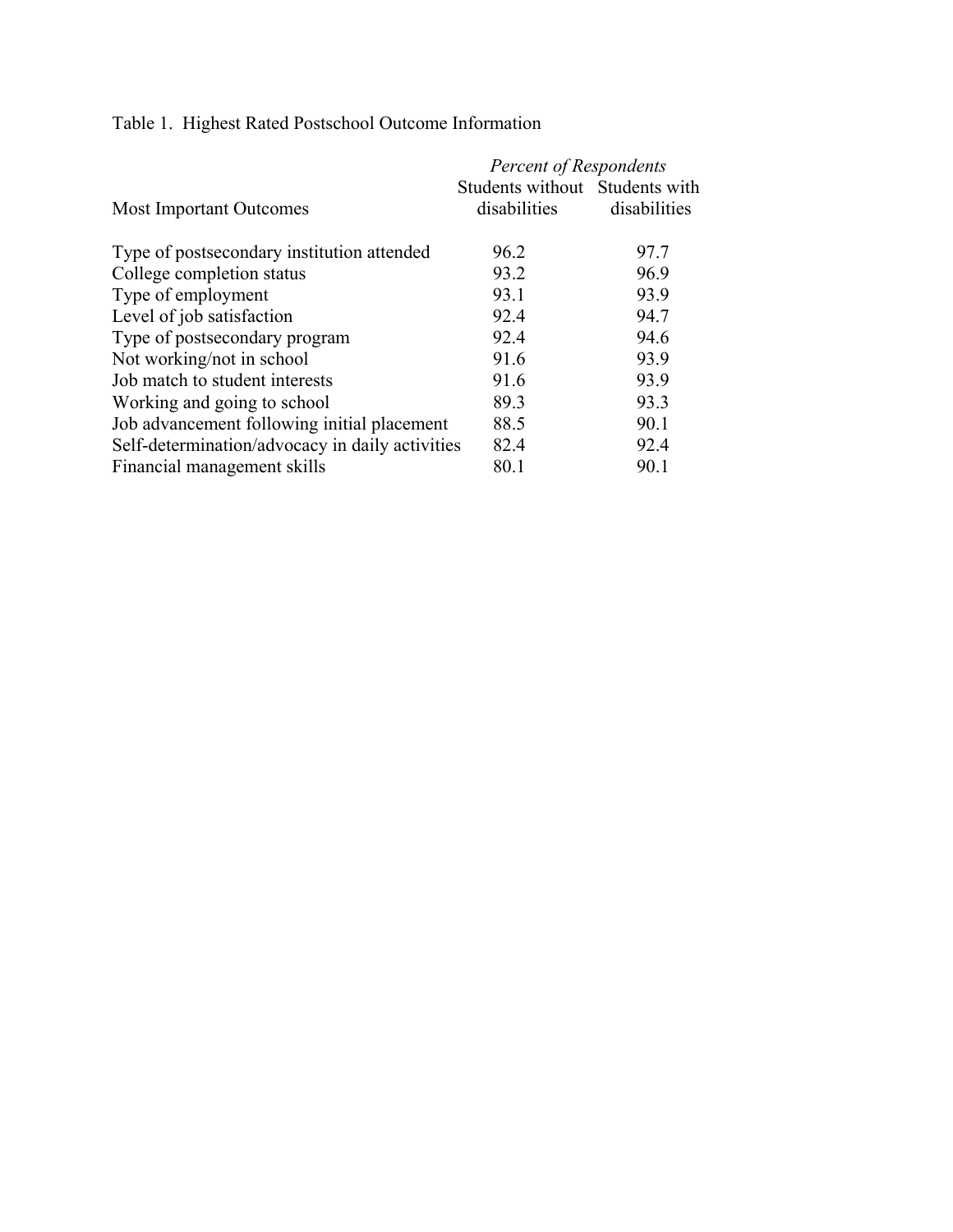Table 1. Highest Rated Postschool Outcome Information

| | *Percent of Respondents* | |
|---|---|---|
| Most Important Outcomes | Students without disabilities | Students with disabilities |
| Type of postsecondary institution attended | 96.2 | 97.7 |
| College completion status | 93.2 | 96.9 |
| Type of employment | 93.1 | 93.9 |
| Level of job satisfaction | 92.4 | 94.7 |
| Type of postsecondary program | 92.4 | 94.6 |
| Not working/not in school | 91.6 | 93.9 |
| Job match to student interests | 91.6 | 93.9 |
| Working and going to school | 89.3 | 93.3 |
| Job advancement following initial placement | 88.5 | 90.1 |
| Self-determination/advocacy in daily activities | 82.4 | 92.4 |
| Financial management skills | 80.1 | 90.1 |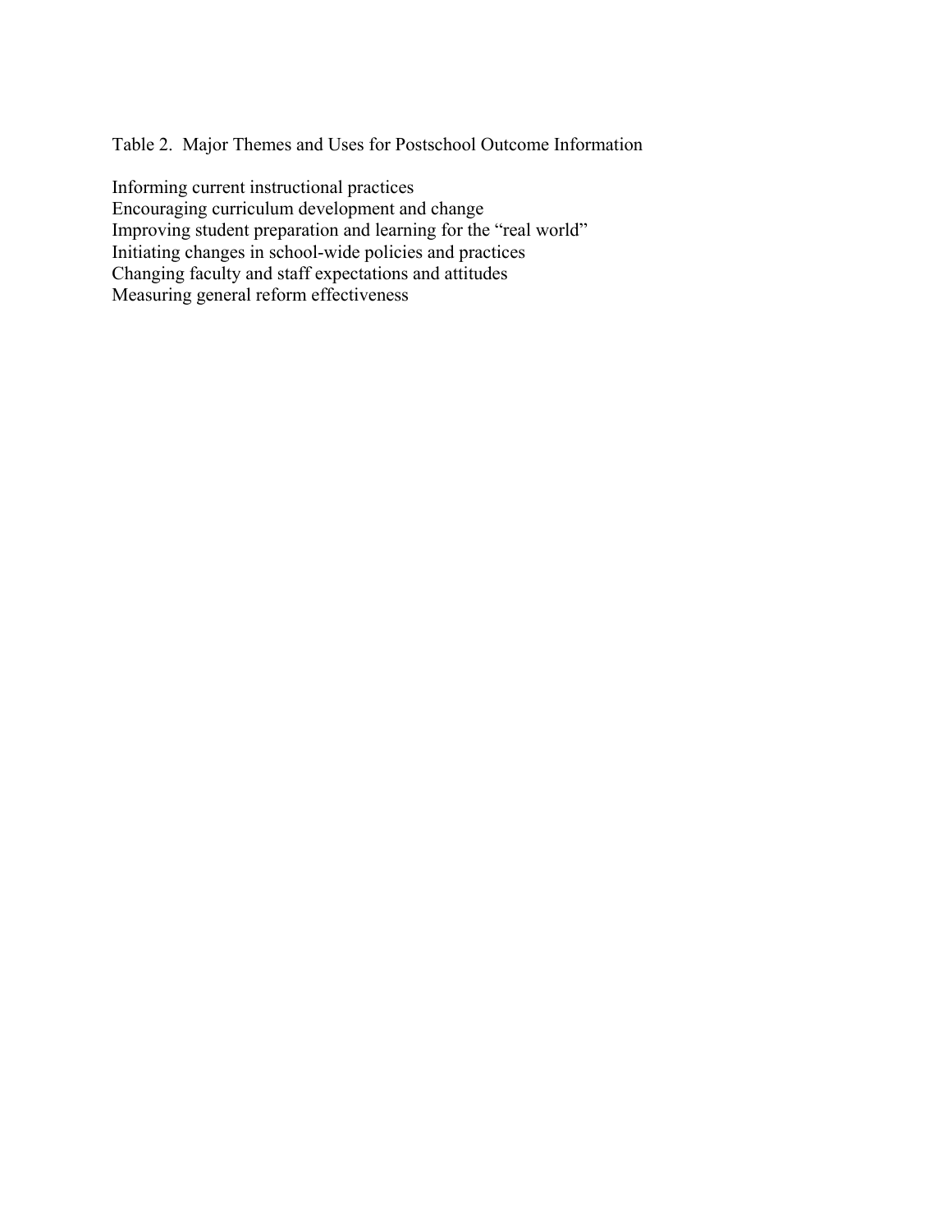Table 2. Major Themes and Uses for Postschool Outcome Information

Informing current instructional practices
Encouraging curriculum development and change
Improving student preparation and learning for the "real world"
Initiating changes in school-wide policies and practices
Changing faculty and staff expectations and attitudes
Measuring general reform effectiveness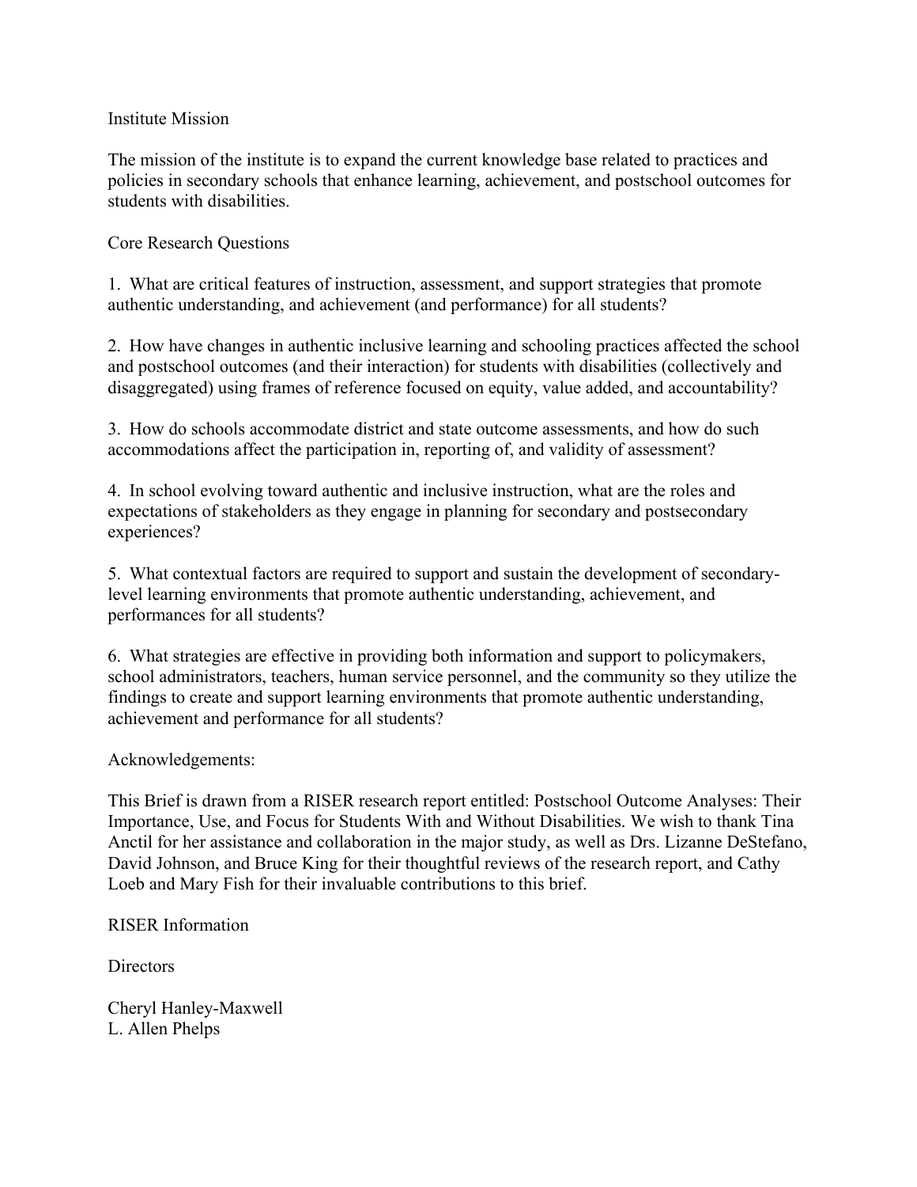## Institute Mission

The mission of the institute is to expand the current knowledge base related to practices and policies in secondary schools that enhance learning, achievement, and postschool outcomes for students with disabilities.

## Core Research Questions

1. What are critical features of instruction, assessment, and support strategies that promote authentic understanding, and achievement (and performance) for all students?

2. How have changes in authentic inclusive learning and schooling practices affected the school and postschool outcomes (and their interaction) for students with disabilities (collectively and disaggregated) using frames of reference focused on equity, value added, and accountability?

3. How do schools accommodate district and state outcome assessments, and how do such accommodations affect the participation in, reporting of, and validity of assessment?

4. In school evolving toward authentic and inclusive instruction, what are the roles and expectations of stakeholders as they engage in planning for secondary and postsecondary experiences?

5. What contextual factors are required to support and sustain the development of secondary-level learning environments that promote authentic understanding, achievement, and performances for all students?

6. What strategies are effective in providing both information and support to policymakers, school administrators, teachers, human service personnel, and the community so they utilize the findings to create and support learning environments that promote authentic understanding, achievement and performance for all students?

## Acknowledgements:

This Brief is drawn from a RISER research report entitled: Postschool Outcome Analyses: Their Importance, Use, and Focus for Students With and Without Disabilities. We wish to thank Tina Anctil for her assistance and collaboration in the major study, as well as Drs. Lizanne DeStefano, David Johnson, and Bruce King for their thoughtful reviews of the research report, and Cathy Loeb and Mary Fish for their invaluable contributions to this brief.

## RISER Information

### Directors

Cheryl Hanley-Maxwell
L. Allen Phelps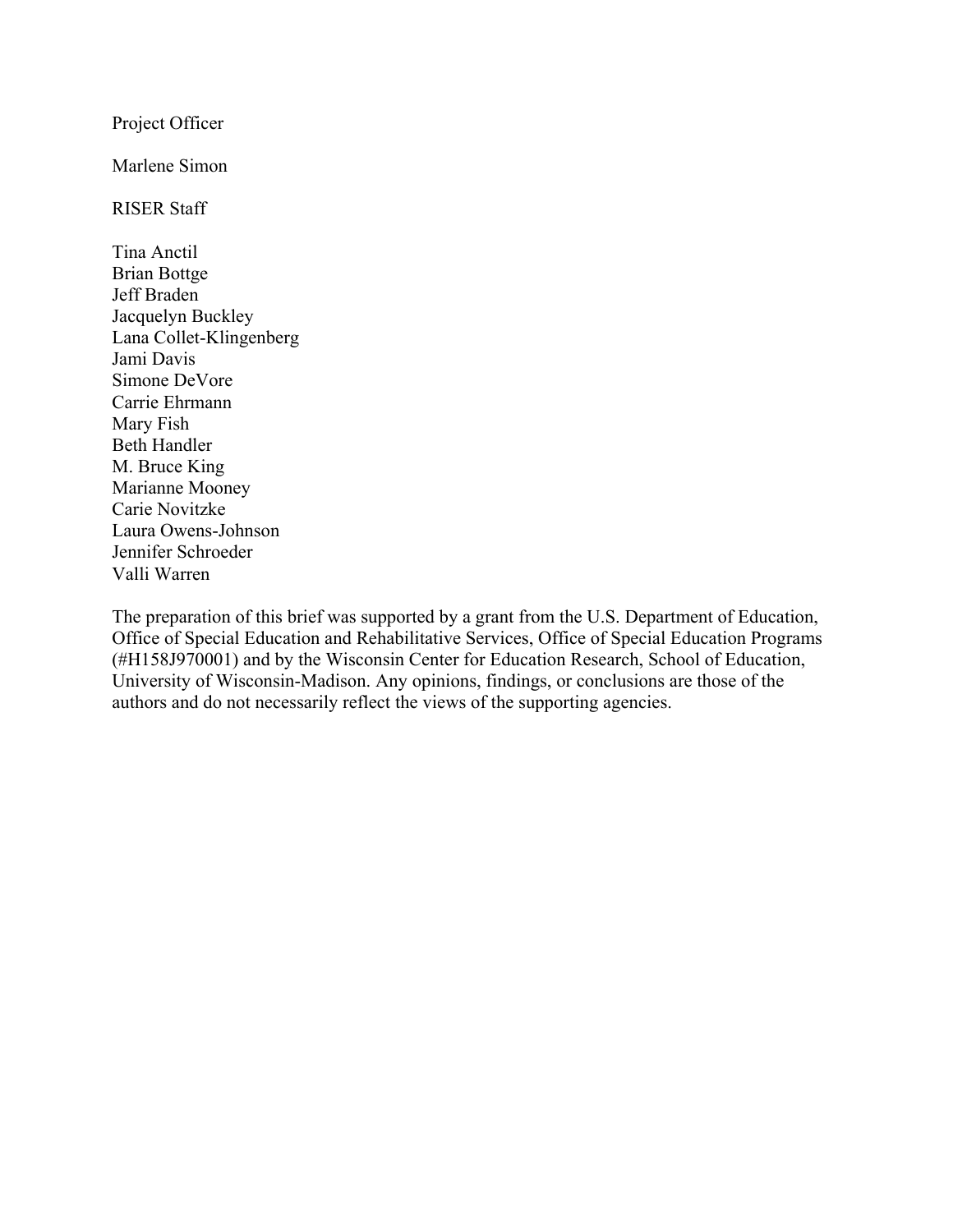Project Officer

Marlene Simon

RISER Staff

Tina Anctil
Brian Bottge
Jeff Braden
Jacquelyn Buckley
Lana Collet-Klingenberg
Jami Davis
Simone DeVore
Carrie Ehrmann
Mary Fish
Beth Handler
M. Bruce King
Marianne Mooney
Carie Novitzke
Laura Owens-Johnson
Jennifer Schroeder
Valli Warren

The preparation of this brief was supported by a grant from the U.S. Department of Education, Office of Special Education and Rehabilitative Services, Office of Special Education Programs (#H158J970001) and by the Wisconsin Center for Education Research, School of Education, University of Wisconsin-Madison. Any opinions, findings, or conclusions are those of the authors and do not necessarily reflect the views of the supporting agencies.